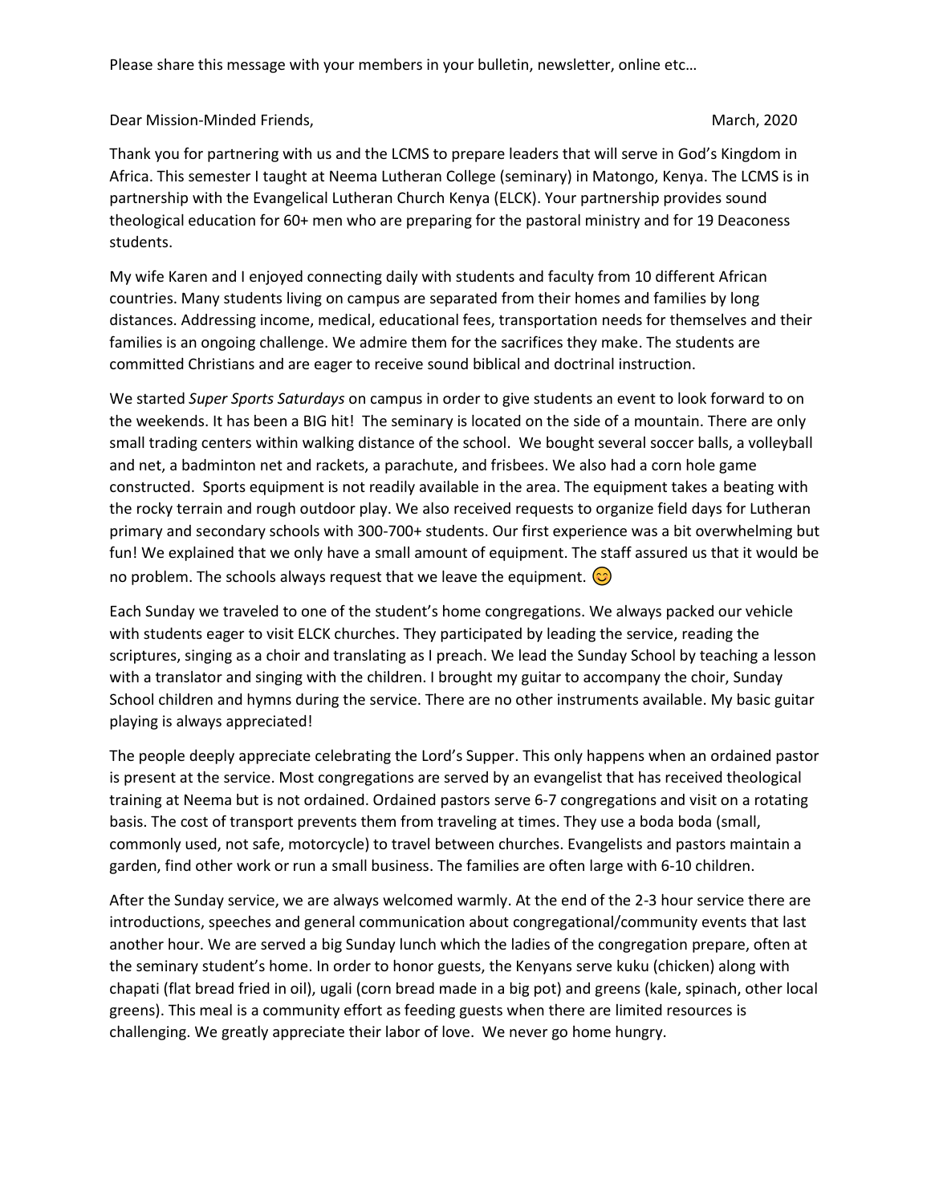Please share this message with your members in your bulletin, newsletter, online etc…

Dear Mission-Minded Friends, March, 2020

Thank you for partnering with us and the LCMS to prepare leaders that will serve in God's Kingdom in Africa. This semester I taught at Neema Lutheran College (seminary) in Matongo, Kenya. The LCMS is in partnership with the Evangelical Lutheran Church Kenya (ELCK). Your partnership provides sound theological education for 60+ men who are preparing for the pastoral ministry and for 19 Deaconess students.

My wife Karen and I enjoyed connecting daily with students and faculty from 10 different African countries. Many students living on campus are separated from their homes and families by long distances. Addressing income, medical, educational fees, transportation needs for themselves and their families is an ongoing challenge. We admire them for the sacrifices they make. The students are committed Christians and are eager to receive sound biblical and doctrinal instruction.

We started *Super Sports Saturdays* on campus in order to give students an event to look forward to on the weekends. It has been a BIG hit! The seminary is located on the side of a mountain. There are only small trading centers within walking distance of the school. We bought several soccer balls, a volleyball and net, a badminton net and rackets, a parachute, and frisbees. We also had a corn hole game constructed. Sports equipment is not readily available in the area. The equipment takes a beating with the rocky terrain and rough outdoor play. We also received requests to organize field days for Lutheran primary and secondary schools with 300-700+ students. Our first experience was a bit overwhelming but fun! We explained that we only have a small amount of equipment. The staff assured us that it would be no problem. The schools always request that we leave the equipment. 😊

Each Sunday we traveled to one of the student's home congregations. We always packed our vehicle with students eager to visit ELCK churches. They participated by leading the service, reading the scriptures, singing as a choir and translating as I preach. We lead the Sunday School by teaching a lesson with a translator and singing with the children. I brought my guitar to accompany the choir, Sunday School children and hymns during the service. There are no other instruments available. My basic guitar playing is always appreciated!

The people deeply appreciate celebrating the Lord's Supper. This only happens when an ordained pastor is present at the service. Most congregations are served by an evangelist that has received theological training at Neema but is not ordained. Ordained pastors serve 6-7 congregations and visit on a rotating basis. The cost of transport prevents them from traveling at times. They use a boda boda (small, commonly used, not safe, motorcycle) to travel between churches. Evangelists and pastors maintain a garden, find other work or run a small business. The families are often large with 6-10 children.

After the Sunday service, we are always welcomed warmly. At the end of the 2-3 hour service there are introductions, speeches and general communication about congregational/community events that last another hour. We are served a big Sunday lunch which the ladies of the congregation prepare, often at the seminary student's home. In order to honor guests, the Kenyans serve kuku (chicken) along with chapati (flat bread fried in oil), ugali (corn bread made in a big pot) and greens (kale, spinach, other local greens). This meal is a community effort as feeding guests when there are limited resources is challenging. We greatly appreciate their labor of love. We never go home hungry.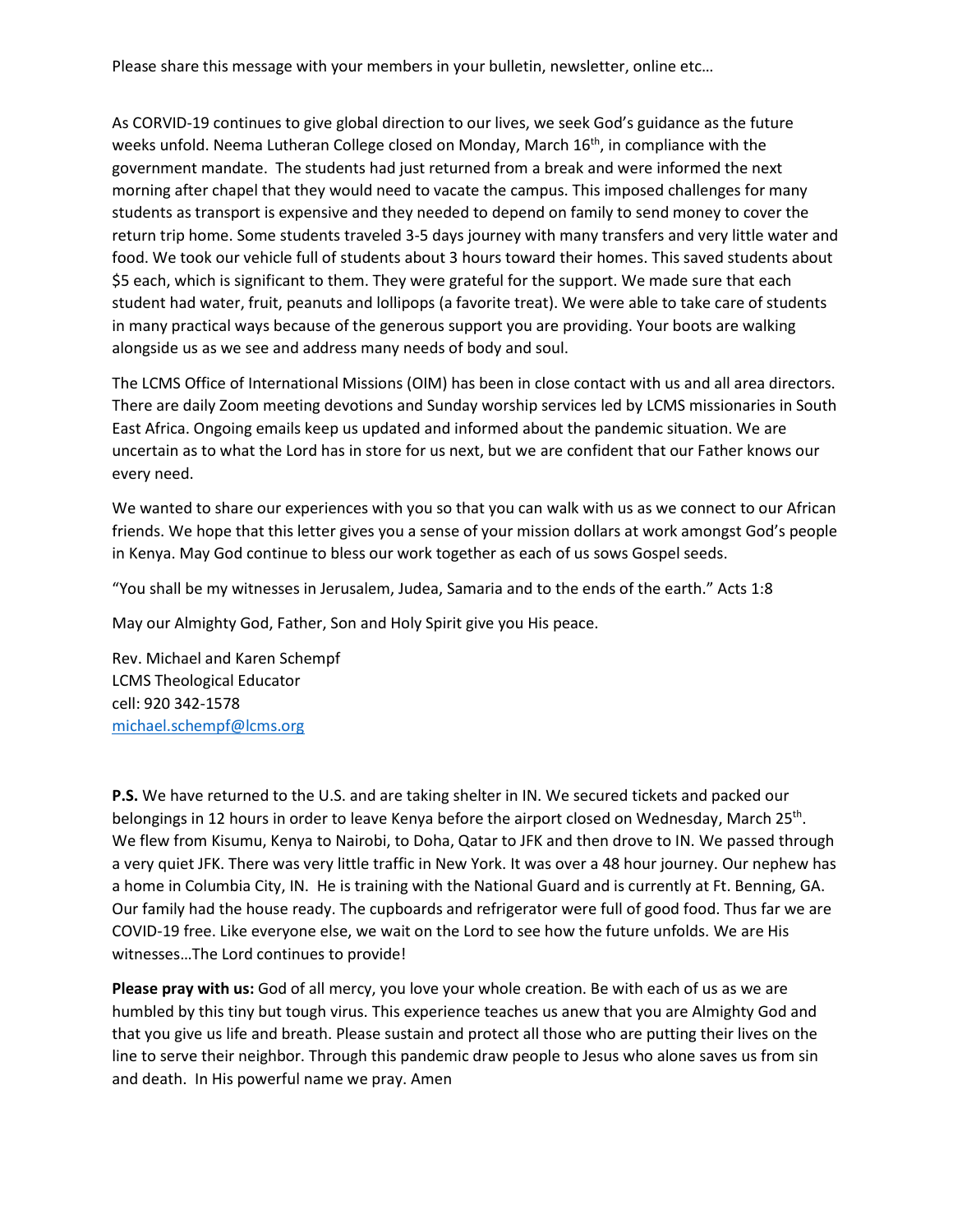Please share this message with your members in your bulletin, newsletter, online etc…

As CORVID-19 continues to give global direction to our lives, we seek God's guidance as the future weeks unfold. Neema Lutheran College closed on Monday, March 16th, in compliance with the government mandate. The students had just returned from a break and were informed the next morning after chapel that they would need to vacate the campus. This imposed challenges for many students as transport is expensive and they needed to depend on family to send money to cover the return trip home. Some students traveled 3-5 days journey with many transfers and very little water and food. We took our vehicle full of students about 3 hours toward their homes. This saved students about $5 each, which is significant to them. They were grateful for the support. We made sure that each student had water, fruit, peanuts and lollipops (a favorite treat). We were able to take care of students in many practical ways because of the generous support you are providing. Your boots are walking alongside us as we see and address many needs of body and soul.

The LCMS Office of International Missions (OIM) has been in close contact with us and all area directors. There are daily Zoom meeting devotions and Sunday worship services led by LCMS missionaries in South East Africa. Ongoing emails keep us updated and informed about the pandemic situation. We are uncertain as to what the Lord has in store for us next, but we are confident that our Father knows our every need.

We wanted to share our experiences with you so that you can walk with us as we connect to our African friends. We hope that this letter gives you a sense of your mission dollars at work amongst God's people in Kenya. May God continue to bless our work together as each of us sows Gospel seeds.

"You shall be my witnesses in Jerusalem, Judea, Samaria and to the ends of the earth." Acts 1:8

May our Almighty God, Father, Son and Holy Spirit give you His peace.

Rev. Michael and Karen Schempf
LCMS Theological Educator
cell: 920 342-1578
michael.schempf@lcms.org

**P.S.** We have returned to the U.S. and are taking shelter in IN. We secured tickets and packed our belongings in 12 hours in order to leave Kenya before the airport closed on Wednesday, March 25th. We flew from Kisumu, Kenya to Nairobi, to Doha, Qatar to JFK and then drove to IN. We passed through a very quiet JFK. There was very little traffic in New York. It was over a 48 hour journey. Our nephew has a home in Columbia City, IN. He is training with the National Guard and is currently at Ft. Benning, GA. Our family had the house ready. The cupboards and refrigerator were full of good food. Thus far we are COVID-19 free. Like everyone else, we wait on the Lord to see how the future unfolds. We are His witnesses…The Lord continues to provide!

**Please pray with us:** God of all mercy, you love your whole creation. Be with each of us as we are humbled by this tiny but tough virus. This experience teaches us anew that you are Almighty God and that you give us life and breath. Please sustain and protect all those who are putting their lives on the line to serve their neighbor. Through this pandemic draw people to Jesus who alone saves us from sin and death. In His powerful name we pray. Amen